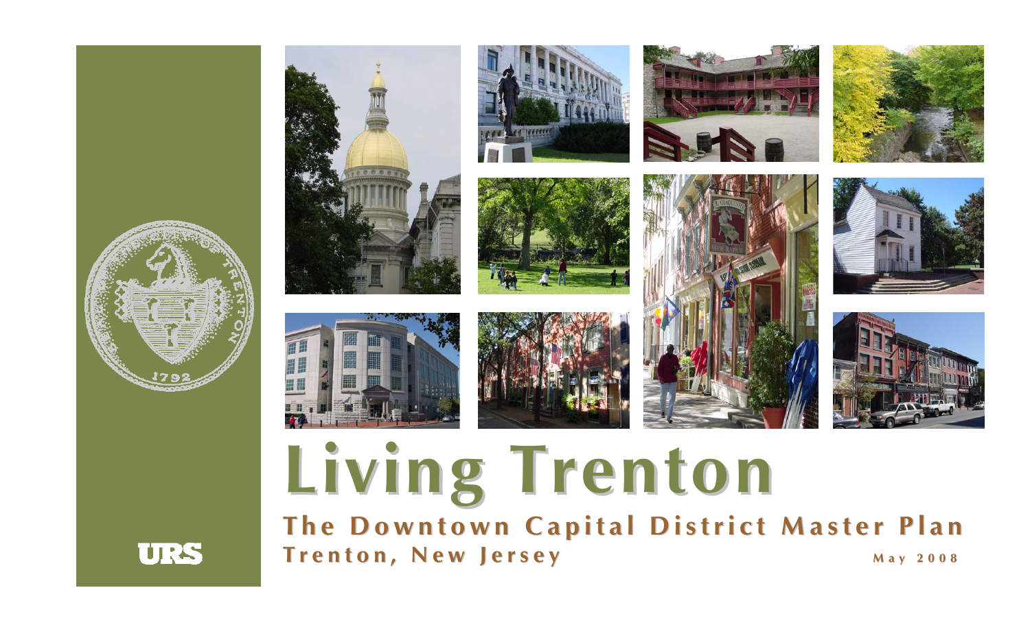# Living Trenton

## The Downtown Capital District Master Plan

**Trenton, New Jersey**

May 2008

URS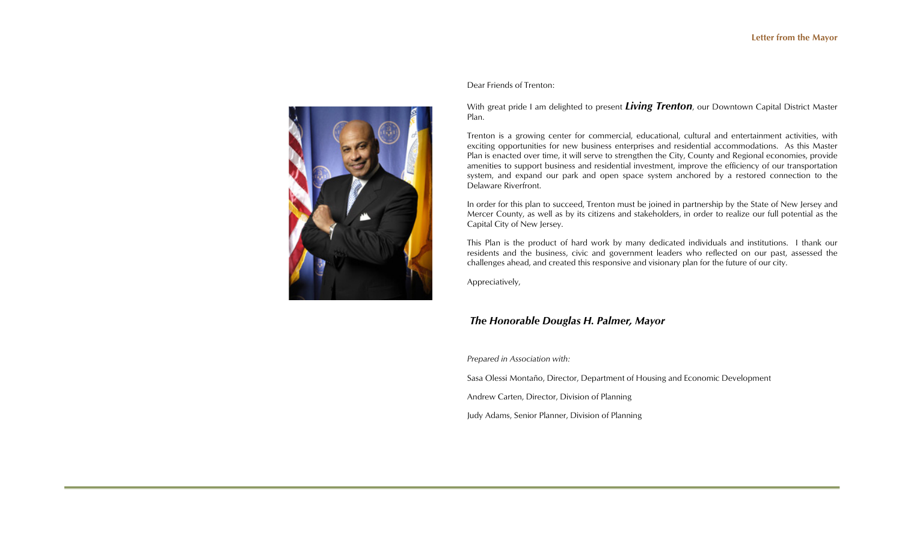## Letter from the Mayor

Dear Friends of Trenton:

With great pride I am delighted to present ***Living Trenton***, our Downtown Capital District Master Plan.

Trenton is a growing center for commercial, educational, cultural and entertainment activities, with exciting opportunities for new business enterprises and residential accommodations. As this Master Plan is enacted over time, it will serve to strengthen the City, County and Regional economies, provide amenities to support business and residential investment, improve the efficiency of our transportation system, and expand our park and open space system anchored by a restored connection to the Delaware Riverfront.

In order for this plan to succeed, Trenton must be joined in partnership by the State of New Jersey and Mercer County, as well as by its citizens and stakeholders, in order to realize our full potential as the Capital City of New Jersey.

This Plan is the product of hard work by many dedicated individuals and institutions. I thank our residents and the business, civic and government leaders who reflected on our past, assessed the challenges ahead, and created this responsive and visionary plan for the future of our city.

Appreciatively,

***The Honorable Douglas H. Palmer, Mayor***

*Prepared in Association with:*

Sasa Olessi Montaño, Director, Department of Housing and Economic Development

Andrew Carten, Director, Division of Planning

Judy Adams, Senior Planner, Division of Planning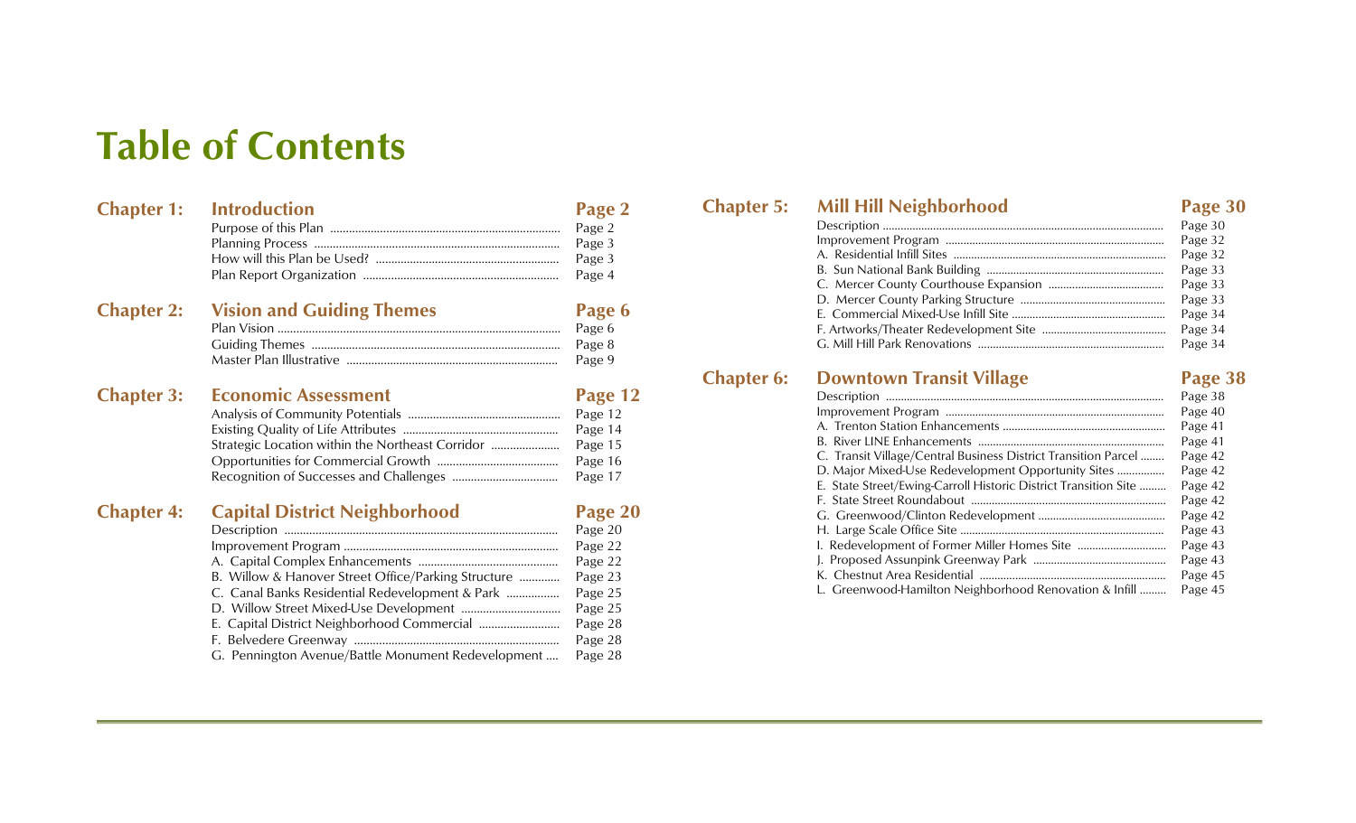# Table of Contents

## Chapter 1: Introduction — Page 2

| | |
|---|---|
| Purpose of this Plan | Page 2 |
| Planning Process | Page 3 |
| How will this Plan be Used? | Page 3 |
| Plan Report Organization | Page 4 |

## Chapter 2: Vision and Guiding Themes — Page 6

| | |
|---|---|
| Plan Vision | Page 6 |
| Guiding Themes | Page 8 |
| Master Plan Illustrative | Page 9 |

## Chapter 3: Economic Assessment — Page 12

| | |
|---|---|
| Analysis of Community Potentials | Page 12 |
| Existing Quality of Life Attributes | Page 14 |
| Strategic Location within the Northeast Corridor | Page 15 |
| Opportunities for Commercial Growth | Page 16 |
| Recognition of Successes and Challenges | Page 17 |

## Chapter 4: Capital District Neighborhood — Page 20

| | |
|---|---|
| Description | Page 20 |
| Improvement Program | Page 22 |
| A. Capital Complex Enhancements | Page 22 |
| B. Willow & Hanover Street Office/Parking Structure | Page 23 |
| C. Canal Banks Residential Redevelopment & Park | Page 25 |
| D. Willow Street Mixed-Use Development | Page 25 |
| E. Capital District Neighborhood Commercial | Page 28 |
| F. Belvedere Greenway | Page 28 |
| G. Pennington Avenue/Battle Monument Redevelopment | Page 28 |

## Chapter 5: Mill Hill Neighborhood — Page 30

| | |
|---|---|
| Description | Page 30 |
| Improvement Program | Page 32 |
| A. Residential Infill Sites | Page 32 |
| B. Sun National Bank Building | Page 33 |
| C. Mercer County Courthouse Expansion | Page 33 |
| D. Mercer County Parking Structure | Page 33 |
| E. Commercial Mixed-Use Infill Site | Page 34 |
| F. Artworks/Theater Redevelopment Site | Page 34 |
| G. Mill Hill Park Renovations | Page 34 |

## Chapter 6: Downtown Transit Village — Page 38

| | |
|---|---|
| Description | Page 38 |
| Improvement Program | Page 40 |
| A. Trenton Station Enhancements | Page 41 |
| B. River LINE Enhancements | Page 41 |
| C. Transit Village/Central Business District Transition Parcel | Page 42 |
| D. Major Mixed-Use Redevelopment Opportunity Sites | Page 42 |
| E. State Street/Ewing-Carroll Historic District Transition Site | Page 42 |
| F. State Street Roundabout | Page 42 |
| G. Greenwood/Clinton Redevelopment | Page 42 |
| H. Large Scale Office Site | Page 43 |
| I. Redevelopment of Former Miller Homes Site | Page 43 |
| J. Proposed Assunpink Greenway Park | Page 43 |
| K. Chestnut Area Residential | Page 45 |
| L. Greenwood-Hamilton Neighborhood Renovation & Infill | Page 45 |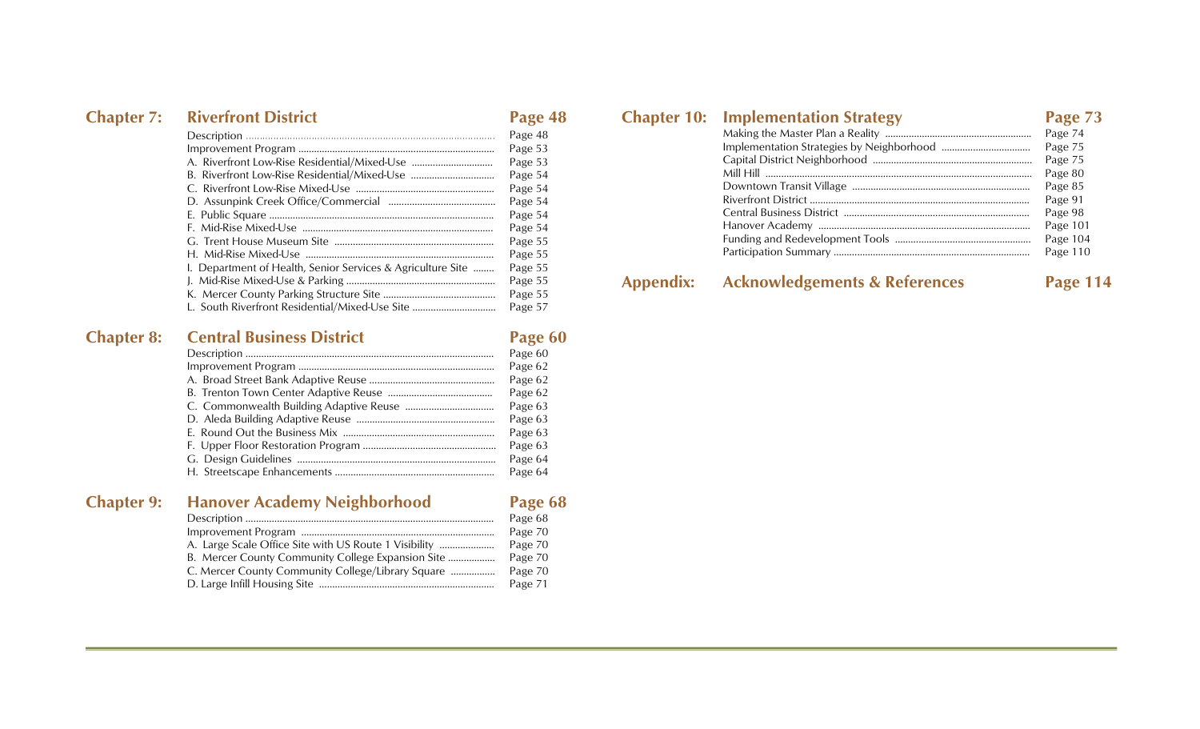## Chapter 7: Riverfront District — Page 48

| | |
|---|---|
| Description | Page 48 |
| Improvement Program | Page 53 |
| A. Riverfront Low-Rise Residential/Mixed-Use | Page 53 |
| B. Riverfront Low-Rise Residential/Mixed-Use | Page 54 |
| C. Riverfront Low-Rise Mixed-Use | Page 54 |
| D. Assunpink Creek Office/Commercial | Page 54 |
| E. Public Square | Page 54 |
| F. Mid-Rise Mixed-Use | Page 54 |
| G. Trent House Museum Site | Page 55 |
| H. Mid-Rise Mixed-Use | Page 55 |
| I. Department of Health, Senior Services & Agriculture Site | Page 55 |
| J. Mid-Rise Mixed-Use & Parking | Page 55 |
| K. Mercer County Parking Structure Site | Page 55 |
| L. South Riverfront Residential/Mixed-Use Site | Page 57 |

## Chapter 8: Central Business District — Page 60

| | |
|---|---|
| Description | Page 60 |
| Improvement Program | Page 62 |
| A. Broad Street Bank Adaptive Reuse | Page 62 |
| B. Trenton Town Center Adaptive Reuse | Page 62 |
| C. Commonwealth Building Adaptive Reuse | Page 63 |
| D. Aleda Building Adaptive Reuse | Page 63 |
| E. Round Out the Business Mix | Page 63 |
| F. Upper Floor Restoration Program | Page 63 |
| G. Design Guidelines | Page 64 |
| H. Streetscape Enhancements | Page 64 |

## Chapter 9: Hanover Academy Neighborhood — Page 68

| | |
|---|---|
| Description | Page 68 |
| Improvement Program | Page 70 |
| A. Large Scale Office Site with US Route 1 Visibility | Page 70 |
| B. Mercer County Community College Expansion Site | Page 70 |
| C. Mercer County Community College/Library Square | Page 70 |
| D. Large Infill Housing Site | Page 71 |

## Chapter 10: Implementation Strategy — Page 73

| | |
|---|---|
| Making the Master Plan a Reality | Page 74 |
| Implementation Strategies by Neighborhood | Page 75 |
| Capital District Neighborhood | Page 75 |
| Mill Hill | Page 80 |
| Downtown Transit Village | Page 85 |
| Riverfront District | Page 91 |
| Central Business District | Page 98 |
| Hanover Academy | Page 101 |
| Funding and Redevelopment Tools | Page 104 |
| Participation Summary | Page 110 |

## Appendix: Acknowledgements & References — Page 114